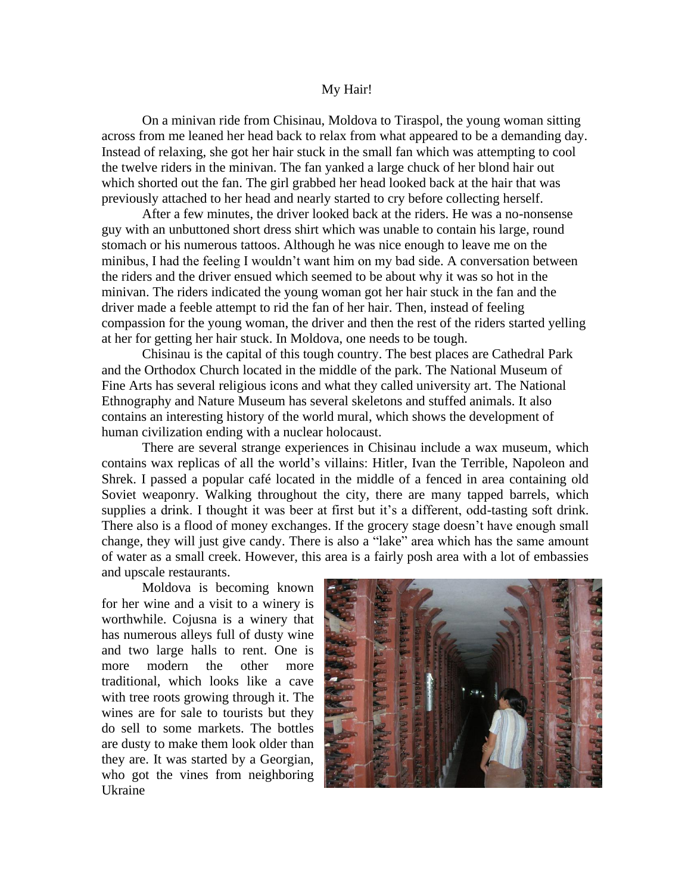# My Hair!

On a minivan ride from Chisinau, Moldova to Tiraspol, the young woman sitting across from me leaned her head back to relax from what appeared to be a demanding day. Instead of relaxing, she got her hair stuck in the small fan which was attempting to cool the twelve riders in the minivan. The fan yanked a large chuck of her blond hair out which shorted out the fan. The girl grabbed her head looked back at the hair that was previously attached to her head and nearly started to cry before collecting herself.

After a few minutes, the driver looked back at the riders. He was a no-nonsense guy with an unbuttoned short dress shirt which was unable to contain his large, round stomach or his numerous tattoos. Although he was nice enough to leave me on the minibus, I had the feeling I wouldn't want him on my bad side. A conversation between the riders and the driver ensued which seemed to be about why it was so hot in the minivan. The riders indicated the young woman got her hair stuck in the fan and the driver made a feeble attempt to rid the fan of her hair. Then, instead of feeling compassion for the young woman, the driver and then the rest of the riders started yelling at her for getting her hair stuck. In Moldova, one needs to be tough.

Chisinau is the capital of this tough country. The best places are Cathedral Park and the Orthodox Church located in the middle of the park. The National Museum of Fine Arts has several religious icons and what they called university art. The National Ethnography and Nature Museum has several skeletons and stuffed animals. It also contains an interesting history of the world mural, which shows the development of human civilization ending with a nuclear holocaust.

There are several strange experiences in Chisinau include a wax museum, which contains wax replicas of all the world's villains: Hitler, Ivan the Terrible, Napoleon and Shrek. I passed a popular café located in the middle of a fenced in area containing old Soviet weaponry. Walking throughout the city, there are many tapped barrels, which supplies a drink. I thought it was beer at first but it's a different, odd-tasting soft drink. There also is a flood of money exchanges. If the grocery stage doesn't have enough small change, they will just give candy. There is also a "lake" area which has the same amount of water as a small creek. However, this area is a fairly posh area with a lot of embassies and upscale restaurants.

Moldova is becoming known for her wine and a visit to a winery is worthwhile. Cojusna is a winery that has numerous alleys full of dusty wine and two large halls to rent. One is more modern the other more traditional, which looks like a cave with tree roots growing through it. The wines are for sale to tourists but they do sell to some markets. The bottles are dusty to make them look older than they are. It was started by a Georgian, who got the vines from neighboring Ukraine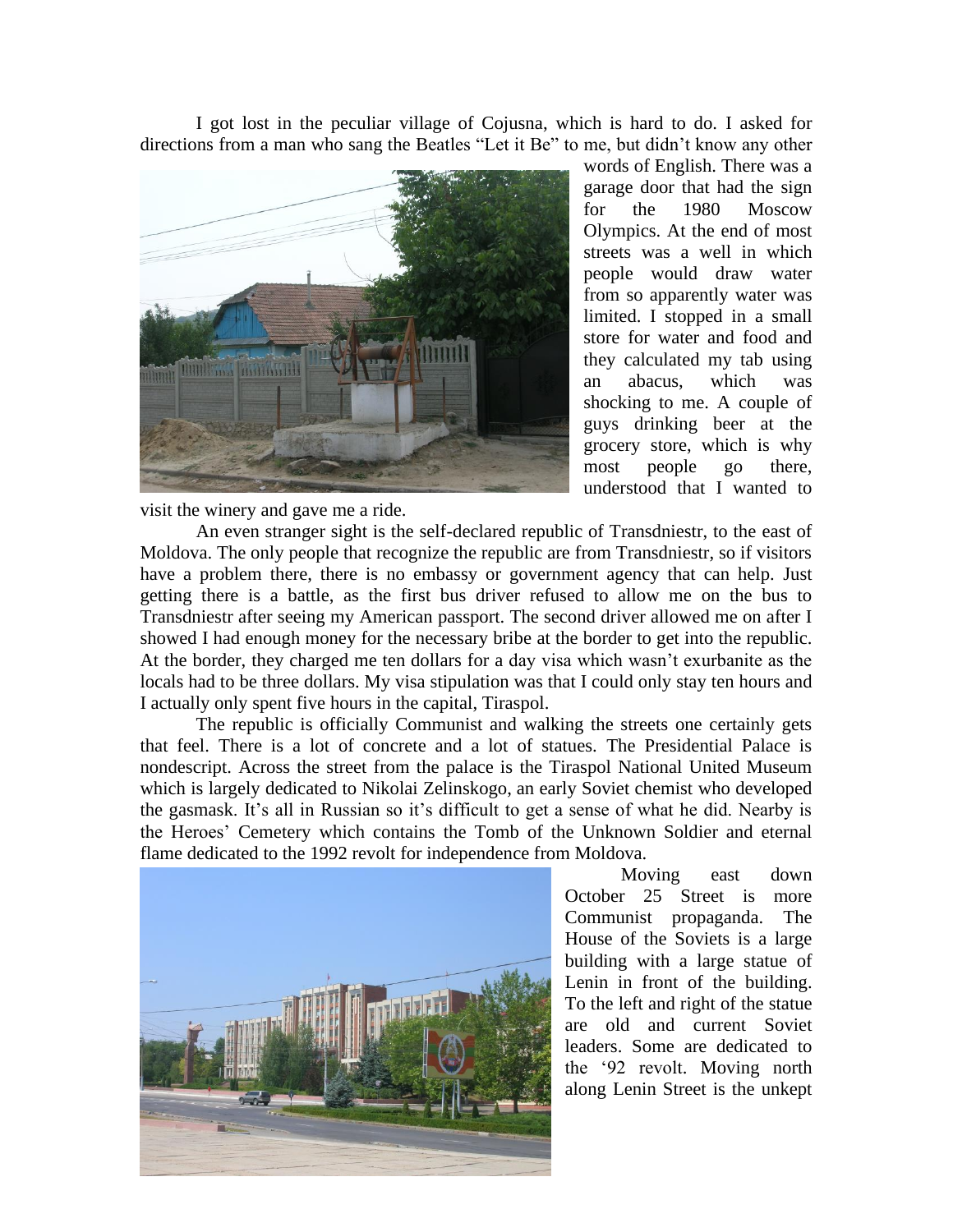I got lost in the peculiar village of Cojusna, which is hard to do. I asked for directions from a man who sang the Beatles "Let it Be" to me, but didn't know any other words of English. There was a garage door that had the sign for the 1980 Moscow Olympics. At the end of most streets was a well in which people would draw water from so apparently water was limited. I stopped in a small store for water and food and they calculated my tab using an abacus, which was shocking to me. A couple of guys drinking beer at the grocery store, which is why most people go there, understood that I wanted to visit the winery and gave me a ride.

An even stranger sight is the self-declared republic of Transdniestr, to the east of Moldova. The only people that recognize the republic are from Transdniestr, so if visitors have a problem there, there is no embassy or government agency that can help. Just getting there is a battle, as the first bus driver refused to allow me on the bus to Transdniestr after seeing my American passport. The second driver allowed me on after I showed I had enough money for the necessary bribe at the border to get into the republic. At the border, they charged me ten dollars for a day visa which wasn't exurbanite as the locals had to be three dollars. My visa stipulation was that I could only stay ten hours and I actually only spent five hours in the capital, Tiraspol.

The republic is officially Communist and walking the streets one certainly gets that feel. There is a lot of concrete and a lot of statues. The Presidential Palace is nondescript. Across the street from the palace is the Tiraspol National United Museum which is largely dedicated to Nikolai Zelinskogo, an early Soviet chemist who developed the gasmask. It's all in Russian so it's difficult to get a sense of what he did. Nearby is the Heroes' Cemetery which contains the Tomb of the Unknown Soldier and eternal flame dedicated to the 1992 revolt for independence from Moldova.

Moving east down October 25 Street is more Communist propaganda. The House of the Soviets is a large building with a large statue of Lenin in front of the building. To the left and right of the statue are old and current Soviet leaders. Some are dedicated to the '92 revolt. Moving north along Lenin Street is the unkept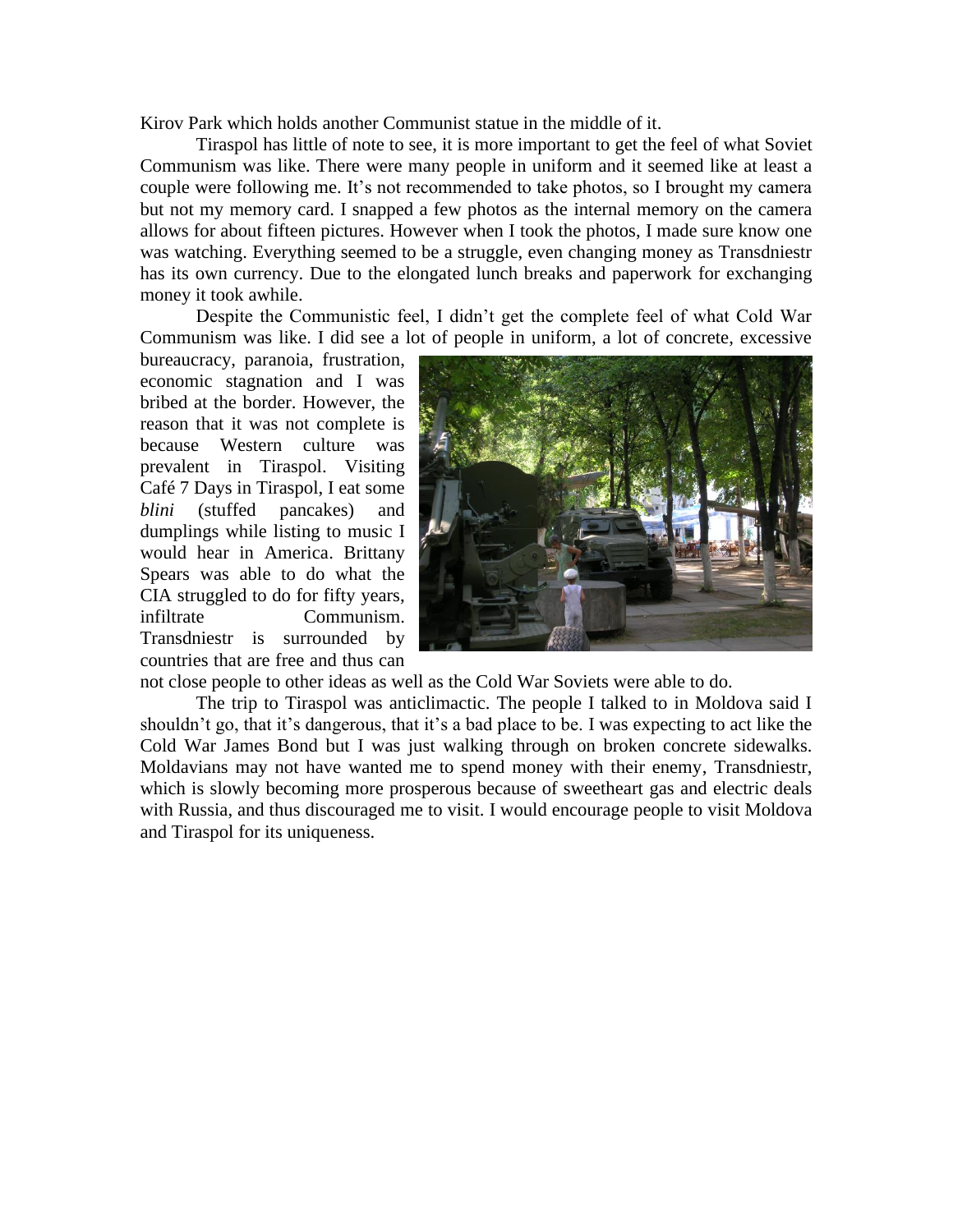Kirov Park which holds another Communist statue in the middle of it.

Tiraspol has little of note to see, it is more important to get the feel of what Soviet Communism was like. There were many people in uniform and it seemed like at least a couple were following me. It's not recommended to take photos, so I brought my camera but not my memory card. I snapped a few photos as the internal memory on the camera allows for about fifteen pictures. However when I took the photos, I made sure know one was watching. Everything seemed to be a struggle, even changing money as Transdniestr has its own currency. Due to the elongated lunch breaks and paperwork for exchanging money it took awhile.

Despite the Communistic feel, I didn't get the complete feel of what Cold War Communism was like. I did see a lot of people in uniform, a lot of concrete, excessive bureaucracy, paranoia, frustration, economic stagnation and I was bribed at the border. However, the reason that it was not complete is because Western culture was prevalent in Tiraspol. Visiting Café 7 Days in Tiraspol, I eat some *blini* (stuffed pancakes) and dumplings while listing to music I would hear in America. Brittany Spears was able to do what the CIA struggled to do for fifty years, infiltrate Communism. Transdniestr is surrounded by countries that are free and thus can not close people to other ideas as well as the Cold War Soviets were able to do.

The trip to Tiraspol was anticlimactic. The people I talked to in Moldova said I shouldn't go, that it's dangerous, that it's a bad place to be. I was expecting to act like the Cold War James Bond but I was just walking through on broken concrete sidewalks. Moldavians may not have wanted me to spend money with their enemy, Transdniestr, which is slowly becoming more prosperous because of sweetheart gas and electric deals with Russia, and thus discouraged me to visit. I would encourage people to visit Moldova and Tiraspol for its uniqueness.